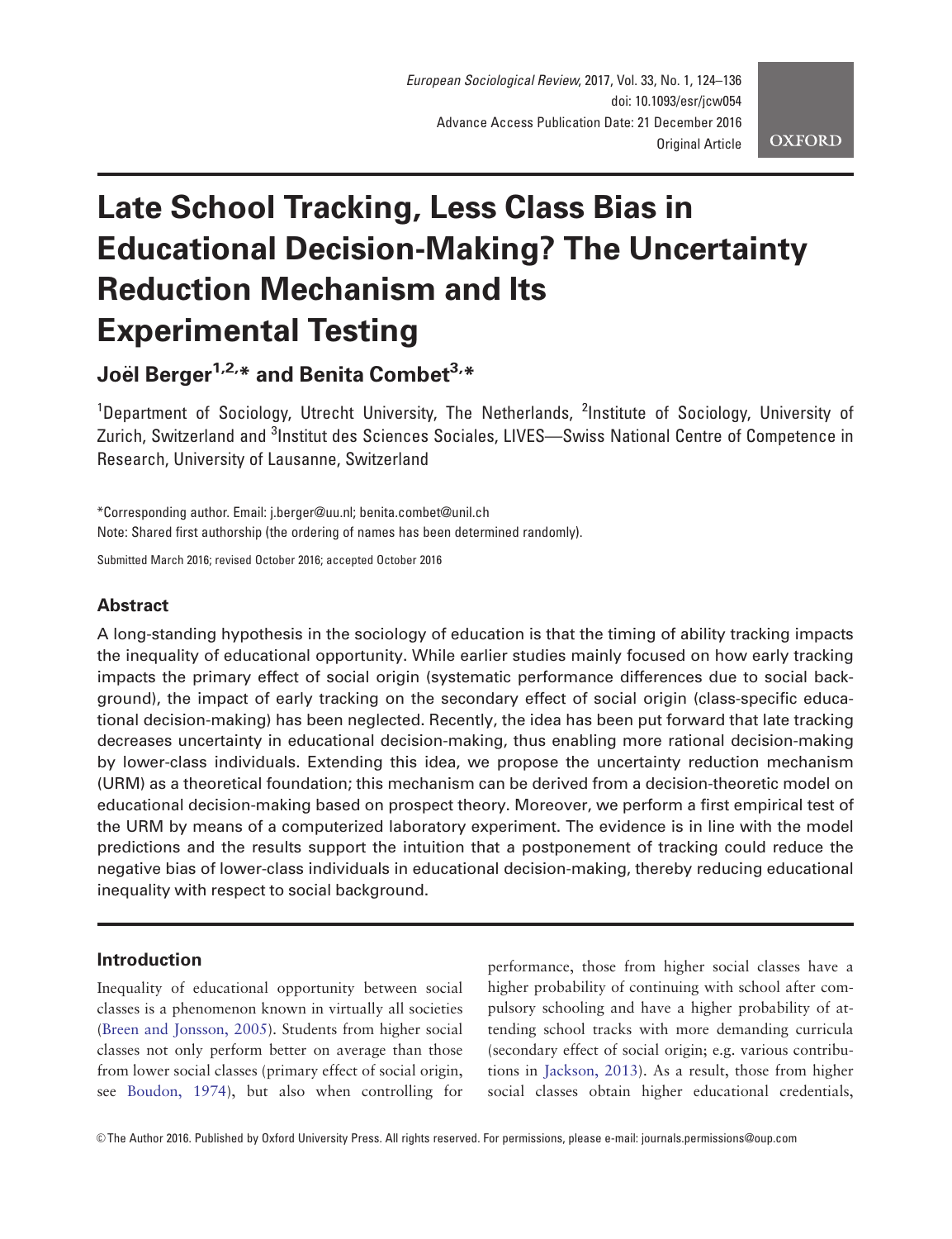# Late School Tracking, Less Class Bias in Educational Decision-Making? The Uncertainty Reduction Mechanism and Its Experimental Testing

**Joël Berger[1,2,*] and Benita Combet[3,*]**

[1]Department of Sociology, Utrecht University, The Netherlands, [2]Institute of Sociology, University of Zurich, Switzerland and [3]Institut des Sciences Sociales, LIVES—Swiss National Centre of Competence in Research, University of Lausanne, Switzerland

*Corresponding author. Email: j.berger@uu.nl; benita.combet@unil.ch

Note: Shared first authorship (the ordering of names has been determined randomly).

Submitted March 2016; revised October 2016; accepted October 2016

## Abstract

A long-standing hypothesis in the sociology of education is that the timing of ability tracking impacts the inequality of educational opportunity. While earlier studies mainly focused on how early tracking impacts the primary effect of social origin (systematic performance differences due to social background), the impact of early tracking on the secondary effect of social origin (class-specific educational decision-making) has been neglected. Recently, the idea has been put forward that late tracking decreases uncertainty in educational decision-making, thus enabling more rational decision-making by lower-class individuals. Extending this idea, we propose the uncertainty reduction mechanism (URM) as a theoretical foundation; this mechanism can be derived from a decision-theoretic model on educational decision-making based on prospect theory. Moreover, we perform a first empirical test of the URM by means of a computerized laboratory experiment. The evidence is in line with the model predictions and the results support the intuition that a postponement of tracking could reduce the negative bias of lower-class individuals in educational decision-making, thereby reducing educational inequality with respect to social background.

## Introduction

Inequality of educational opportunity between social classes is a phenomenon known in virtually all societies (Breen and Jonsson, 2005). Students from higher social classes not only perform better on average than those from lower social classes (primary effect of social origin, see Boudon, 1974), but also when controlling for performance, those from higher social classes have a higher probability of continuing with school after compulsory schooling and have a higher probability of attending school tracks with more demanding curricula (secondary effect of social origin; e.g. various contributions in Jackson, 2013). As a result, those from higher social classes obtain higher educational credentials,

© The Author 2016. Published by Oxford University Press. All rights reserved. For permissions, please e-mail: journals.permissions@oup.com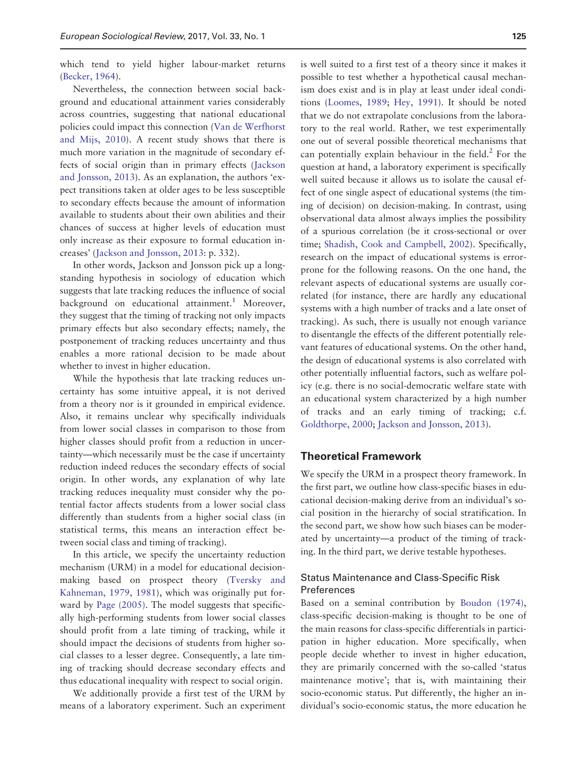which tend to yield higher labour-market returns (Becker, 1964).

Nevertheless, the connection between social background and educational attainment varies considerably across countries, suggesting that national educational policies could impact this connection (Van de Werfhorst and Mijs, 2010). A recent study shows that there is much more variation in the magnitude of secondary effects of social origin than in primary effects (Jackson and Jonsson, 2013). As an explanation, the authors 'expect transitions taken at older ages to be less susceptible to secondary effects because the amount of information available to students about their own abilities and their chances of success at higher levels of education must only increase as their exposure to formal education increases' (Jackson and Jonsson, 2013: p. 332).

In other words, Jackson and Jonsson pick up a longstanding hypothesis in sociology of education which suggests that late tracking reduces the influence of social background on educational attainment.[1] Moreover, they suggest that the timing of tracking not only impacts primary effects but also secondary effects; namely, the postponement of tracking reduces uncertainty and thus enables a more rational decision to be made about whether to invest in higher education.

While the hypothesis that late tracking reduces uncertainty has some intuitive appeal, it is not derived from a theory nor is it grounded in empirical evidence. Also, it remains unclear why specifically individuals from lower social classes in comparison to those from higher classes should profit from a reduction in uncertainty—which necessarily must be the case if uncertainty reduction indeed reduces the secondary effects of social origin. In other words, any explanation of why late tracking reduces inequality must consider why the potential factor affects students from a lower social class differently than students from a higher social class (in statistical terms, this means an interaction effect between social class and timing of tracking).

In this article, we specify the uncertainty reduction mechanism (URM) in a model for educational decision-making based on prospect theory (Tversky and Kahneman, 1979, 1981), which was originally put forward by Page (2005). The model suggests that specifically high-performing students from lower social classes should profit from a late timing of tracking, while it should impact the decisions of students from higher social classes to a lesser degree. Consequently, a late timing of tracking should decrease secondary effects and thus educational inequality with respect to social origin.

We additionally provide a first test of the URM by means of a laboratory experiment. Such an experiment is well suited to a first test of a theory since it makes it possible to test whether a hypothetical causal mechanism does exist and is in play at least under ideal conditions (Loomes, 1989; Hey, 1991). It should be noted that we do not extrapolate conclusions from the laboratory to the real world. Rather, we test experimentally one out of several possible theoretical mechanisms that can potentially explain behaviour in the field.[2] For the question at hand, a laboratory experiment is specifically well suited because it allows us to isolate the causal effect of one single aspect of educational systems (the timing of decision) on decision-making. In contrast, using observational data almost always implies the possibility of a spurious correlation (be it cross-sectional or over time; Shadish, Cook and Campbell, 2002). Specifically, research on the impact of educational systems is error-prone for the following reasons. On the one hand, the relevant aspects of educational systems are usually correlated (for instance, there are hardly any educational systems with a high number of tracks and a late onset of tracking). As such, there is usually not enough variance to disentangle the effects of the different potentially relevant features of educational systems. On the other hand, the design of educational systems is also correlated with other potentially influential factors, such as welfare policy (e.g. there is no social-democratic welfare state with an educational system characterized by a high number of tracks and an early timing of tracking; c.f. Goldthorpe, 2000; Jackson and Jonsson, 2013).

## Theoretical Framework

We specify the URM in a prospect theory framework. In the first part, we outline how class-specific biases in educational decision-making derive from an individual's social position in the hierarchy of social stratification. In the second part, we show how such biases can be moderated by uncertainty—a product of the timing of tracking. In the third part, we derive testable hypotheses.

### Status Maintenance and Class-Specific Risk Preferences

Based on a seminal contribution by Boudon (1974), class-specific decision-making is thought to be one of the main reasons for class-specific differentials in participation in higher education. More specifically, when people decide whether to invest in higher education, they are primarily concerned with the so-called 'status maintenance motive'; that is, with maintaining their socio-economic status. Put differently, the higher an individual's socio-economic status, the more education he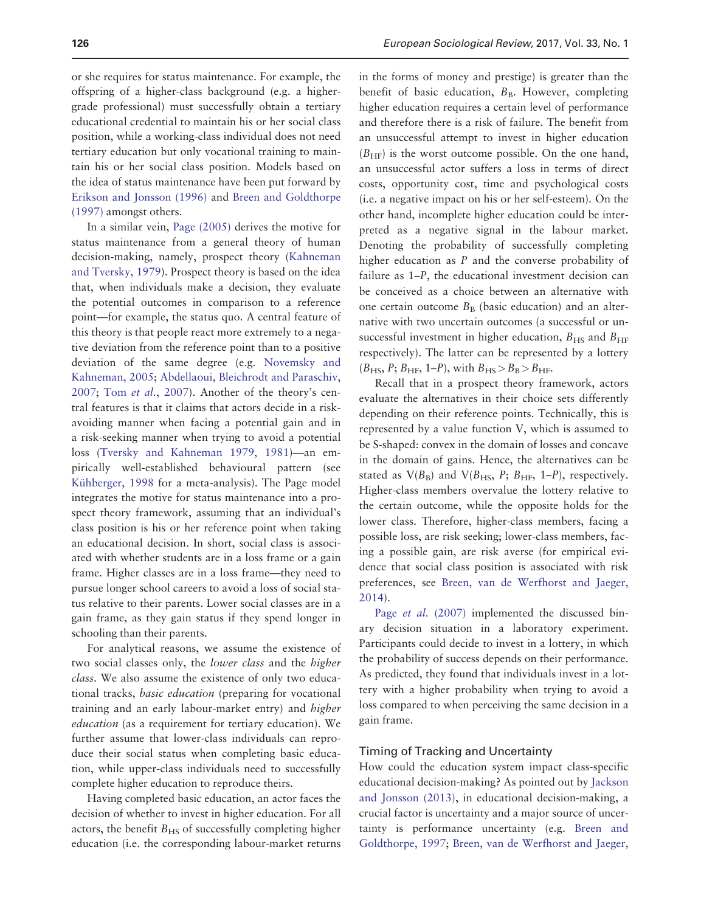or she requires for status maintenance. For example, the offspring of a higher-class background (e.g. a higher-grade professional) must successfully obtain a tertiary educational credential to maintain his or her social class position, while a working-class individual does not need tertiary education but only vocational training to maintain his or her social class position. Models based on the idea of status maintenance have been put forward by Erikson and Jonsson (1996) and Breen and Goldthorpe (1997) amongst others.

In a similar vein, Page (2005) derives the motive for status maintenance from a general theory of human decision-making, namely, prospect theory (Kahneman and Tversky, 1979). Prospect theory is based on the idea that, when individuals make a decision, they evaluate the potential outcomes in comparison to a reference point—for example, the status quo. A central feature of this theory is that people react more extremely to a negative deviation from the reference point than to a positive deviation of the same degree (e.g. Novemsky and Kahneman, 2005; Abdellaoui, Bleichrodt and Paraschiv, 2007; Tom *et al.*, 2007). Another of the theory's central features is that it claims that actors decide in a risk-avoiding manner when facing a potential gain and in a risk-seeking manner when trying to avoid a potential loss (Tversky and Kahneman 1979, 1981)—an empirically well-established behavioural pattern (see Kühberger, 1998 for a meta-analysis). The Page model integrates the motive for status maintenance into a prospect theory framework, assuming that an individual's class position is his or her reference point when taking an educational decision. In short, social class is associated with whether students are in a loss frame or a gain frame. Higher classes are in a loss frame—they need to pursue longer school careers to avoid a loss of social status relative to their parents. Lower social classes are in a gain frame, as they gain status if they spend longer in schooling than their parents.

For analytical reasons, we assume the existence of two social classes only, the *lower class* and the *higher class*. We also assume the existence of only two educational tracks, *basic education* (preparing for vocational training and an early labour-market entry) and *higher education* (as a requirement for tertiary education). We further assume that lower-class individuals can reproduce their social status when completing basic education, while upper-class individuals need to successfully complete higher education to reproduce theirs.

Having completed basic education, an actor faces the decision of whether to invest in higher education. For all actors, the benefit $B_{HS}$ of successfully completing higher education (i.e. the corresponding labour-market returns in the forms of money and prestige) is greater than the benefit of basic education, $B_B$. However, completing higher education requires a certain level of performance and therefore there is a risk of failure. The benefit from an unsuccessful attempt to invest in higher education ($B_{HF}$) is the worst outcome possible. On the one hand, an unsuccessful actor suffers a loss in terms of direct costs, opportunity cost, time and psychological costs (i.e. a negative impact on his or her self-esteem). On the other hand, incomplete higher education could be interpreted as a negative signal in the labour market. Denoting the probability of successfully completing higher education as $P$ and the converse probability of failure as $1–P$, the educational investment decision can be conceived as a choice between an alternative with one certain outcome $B_B$ (basic education) and an alternative with two uncertain outcomes (a successful or unsuccessful investment in higher education, $B_{HS}$ and $B_{HF}$ respectively). The latter can be represented by a lottery ($B_{HS}$, $P$; $B_{HF}$, $1–P$), with $B_{HS} > B_B > B_{HF}$.

Recall that in a prospect theory framework, actors evaluate the alternatives in their choice sets differently depending on their reference points. Technically, this is represented by a value function V, which is assumed to be S-shaped: convex in the domain of losses and concave in the domain of gains. Hence, the alternatives can be stated as $V(B_B)$ and $V(B_{HS}, P; B_{HF}, 1–P)$, respectively. Higher-class members overvalue the lottery relative to the certain outcome, while the opposite holds for the lower class. Therefore, higher-class members, facing a possible loss, are risk seeking; lower-class members, facing a possible gain, are risk averse (for empirical evidence that social class position is associated with risk preferences, see Breen, van de Werfhorst and Jaeger, 2014).

Page *et al.* (2007) implemented the discussed binary decision situation in a laboratory experiment. Participants could decide to invest in a lottery, in which the probability of success depends on their performance. As predicted, they found that individuals invest in a lottery with a higher probability when trying to avoid a loss compared to when perceiving the same decision in a gain frame.

## Timing of Tracking and Uncertainty

How could the education system impact class-specific educational decision-making? As pointed out by Jackson and Jonsson (2013), in educational decision-making, a crucial factor is uncertainty and a major source of uncertainty is performance uncertainty (e.g. Breen and Goldthorpe, 1997; Breen, van de Werfhorst and Jaeger,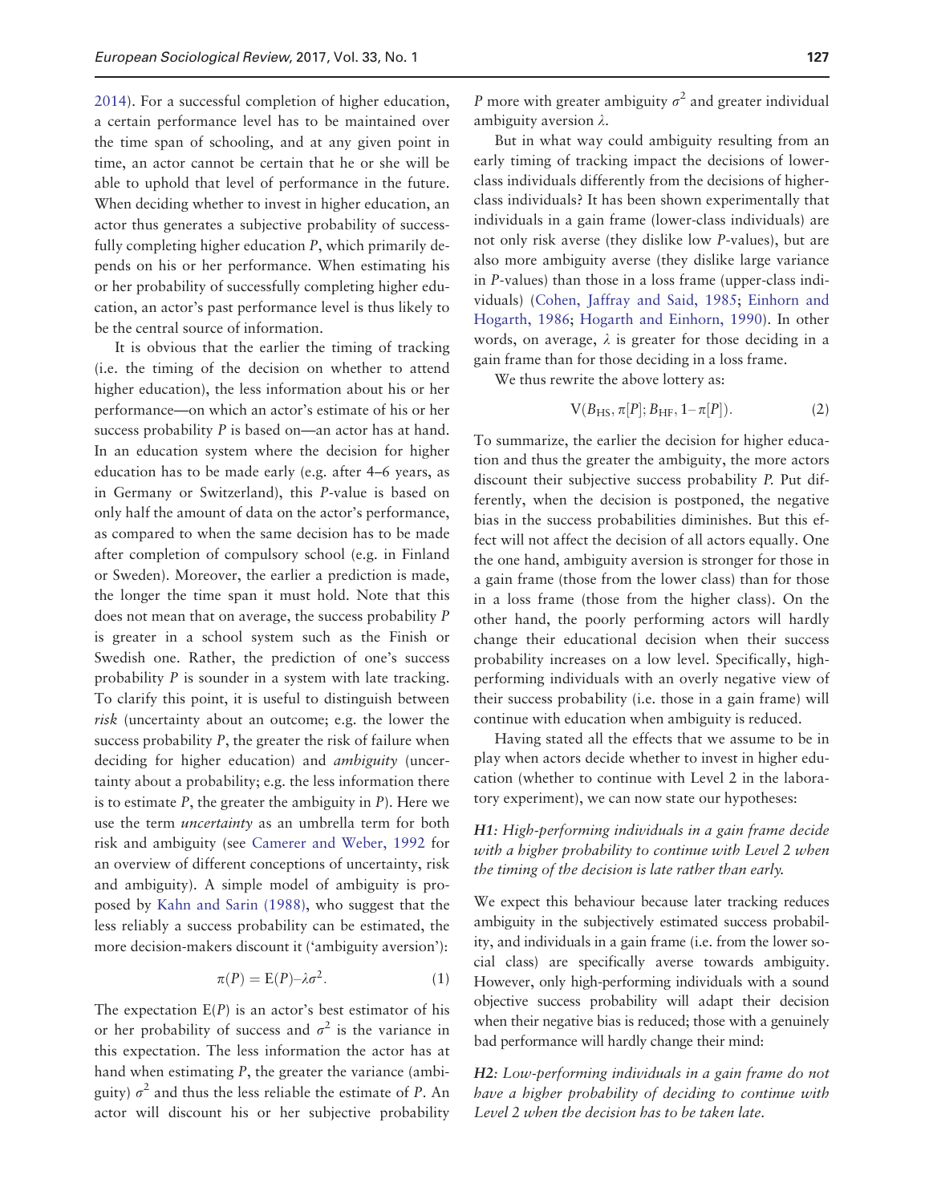2014). For a successful completion of higher education, a certain performance level has to be maintained over the time span of schooling, and at any given point in time, an actor cannot be certain that he or she will be able to uphold that level of performance in the future. When deciding whether to invest in higher education, an actor thus generates a subjective probability of successfully completing higher education $P$, which primarily depends on his or her performance. When estimating his or her probability of successfully completing higher education, an actor's past performance level is thus likely to be the central source of information.

It is obvious that the earlier the timing of tracking (i.e. the timing of the decision on whether to attend higher education), the less information about his or her performance—on which an actor's estimate of his or her success probability $P$ is based on—an actor has at hand. In an education system where the decision for higher education has to be made early (e.g. after 4–6 years, as in Germany or Switzerland), this $P$-value is based on only half the amount of data on the actor's performance, as compared to when the same decision has to be made after completion of compulsory school (e.g. in Finland or Sweden). Moreover, the earlier a prediction is made, the longer the time span it must hold. Note that this does not mean that on average, the success probability $P$ is greater in a school system such as the Finish or Swedish one. Rather, the prediction of one's success probability $P$ is sounder in a system with late tracking. To clarify this point, it is useful to distinguish between *risk* (uncertainty about an outcome; e.g. the lower the success probability $P$, the greater the risk of failure when deciding for higher education) and *ambiguity* (uncertainty about a probability; e.g. the less information there is to estimate $P$, the greater the ambiguity in $P$). Here we use the term *uncertainty* as an umbrella term for both risk and ambiguity (see Camerer and Weber, 1992 for an overview of different conceptions of uncertainty, risk and ambiguity). A simple model of ambiguity is proposed by Kahn and Sarin (1988), who suggest that the less reliably a success probability can be estimated, the more decision-makers discount it ('ambiguity aversion'):

$$\pi(P) = \mathrm{E}(P) - \lambda\sigma^2. \quad (1)$$

The expectation $\mathrm{E}(P)$ is an actor's best estimator of his or her probability of success and $\sigma^2$ is the variance in this expectation. The less information the actor has at hand when estimating $P$, the greater the variance (ambiguity) $\sigma^2$ and thus the less reliable the estimate of $P$. An actor will discount his or her subjective probability $P$ more with greater ambiguity $\sigma^2$ and greater individual ambiguity aversion $\lambda$.

But in what way could ambiguity resulting from an early timing of tracking impact the decisions of lower-class individuals differently from the decisions of higher-class individuals? It has been shown experimentally that individuals in a gain frame (lower-class individuals) are not only risk averse (they dislike low $P$-values), but are also more ambiguity averse (they dislike large variance in $P$-values) than those in a loss frame (upper-class individuals) (Cohen, Jaffray and Said, 1985; Einhorn and Hogarth, 1986; Hogarth and Einhorn, 1990). In other words, on average, $\lambda$ is greater for those deciding in a gain frame than for those deciding in a loss frame.

We thus rewrite the above lottery as:

$$\mathrm{V}(B_{\mathrm{HS}}, \pi[P]; B_{\mathrm{HF}}, 1 - \pi[P]). \quad (2)$$

To summarize, the earlier the decision for higher education and thus the greater the ambiguity, the more actors discount their subjective success probability $P$. Put differently, when the decision is postponed, the negative bias in the success probabilities diminishes. But this effect will not affect the decision of all actors equally. One the one hand, ambiguity aversion is stronger for those in a gain frame (those from the lower class) than for those in a loss frame (those from the higher class). On the other hand, the poorly performing actors will hardly change their educational decision when their success probability increases on a low level. Specifically, high-performing individuals with an overly negative view of their success probability (i.e. those in a gain frame) will continue with education when ambiguity is reduced.

Having stated all the effects that we assume to be in play when actors decide whether to invest in higher education (whether to continue with Level 2 in the laboratory experiment), we can now state our hypotheses:

***H1**: High-performing individuals in a gain frame decide with a higher probability to continue with Level 2 when the timing of the decision is late rather than early.*

We expect this behaviour because later tracking reduces ambiguity in the subjectively estimated success probability, and individuals in a gain frame (i.e. from the lower social class) are specifically averse towards ambiguity. However, only high-performing individuals with a sound objective success probability will adapt their decision when their negative bias is reduced; those with a genuinely bad performance will hardly change their mind:

***H2**: Low-performing individuals in a gain frame do not have a higher probability of deciding to continue with Level 2 when the decision has to be taken late.*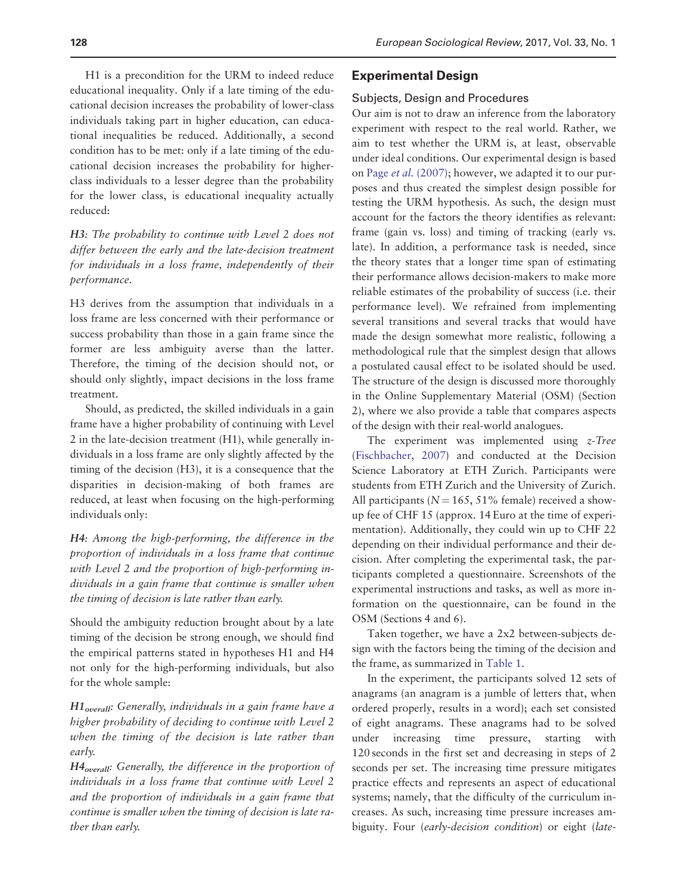H1 is a precondition for the URM to indeed reduce educational inequality. Only if a late timing of the educational decision increases the probability of lower-class individuals taking part in higher education, can educational inequalities be reduced. Additionally, a second condition has to be met: only if a late timing of the educational decision increases the probability for higher-class individuals to a lesser degree than the probability for the lower class, is educational inequality actually reduced:

*H3: The probability to continue with Level 2 does not differ between the early and the late-decision treatment for individuals in a loss frame, independently of their performance.*

H3 derives from the assumption that individuals in a loss frame are less concerned with their performance or success probability than those in a gain frame since the former are less ambiguity averse than the latter. Therefore, the timing of the decision should not, or should only slightly, impact decisions in the loss frame treatment.

Should, as predicted, the skilled individuals in a gain frame have a higher probability of continuing with Level 2 in the late-decision treatment (H1), while generally individuals in a loss frame are only slightly affected by the timing of the decision (H3), it is a consequence that the disparities in decision-making of both frames are reduced, at least when focusing on the high-performing individuals only:

*H4: Among the high-performing, the difference in the proportion of individuals in a loss frame that continue with Level 2 and the proportion of high-performing individuals in a gain frame that continue is smaller when the timing of decision is late rather than early.*

Should the ambiguity reduction brought about by a late timing of the decision be strong enough, we should find the empirical patterns stated in hypotheses H1 and H4 not only for the high-performing individuals, but also for the whole sample:

*$H1_{overall}$: Generally, individuals in a gain frame have a higher probability of deciding to continue with Level 2 when the timing of the decision is late rather than early.*

*$H4_{overall}$: Generally, the difference in the proportion of individuals in a loss frame that continue with Level 2 and the proportion of individuals in a gain frame that continue is smaller when the timing of decision is late rather than early.*

## Experimental Design

### Subjects, Design and Procedures

Our aim is not to draw an inference from the laboratory experiment with respect to the real world. Rather, we aim to test whether the URM is, at least, observable under ideal conditions. Our experimental design is based on Page *et al.* (2007); however, we adapted it to our purposes and thus created the simplest design possible for testing the URM hypothesis. As such, the design must account for the factors the theory identifies as relevant: frame (gain vs. loss) and timing of tracking (early vs. late). In addition, a performance task is needed, since the theory states that a longer time span of estimating their performance allows decision-makers to make more reliable estimates of the probability of success (i.e. their performance level). We refrained from implementing several transitions and several tracks that would have made the design somewhat more realistic, following a methodological rule that the simplest design that allows a postulated causal effect to be isolated should be used. The structure of the design is discussed more thoroughly in the Online Supplementary Material (OSM) (Section 2), where we also provide a table that compares aspects of the design with their real-world analogues.

The experiment was implemented using *z-Tree* (Fischbacher, 2007) and conducted at the Decision Science Laboratory at ETH Zurich. Participants were students from ETH Zurich and the University of Zurich. All participants ($N = 165$, 51% female) received a show-up fee of CHF 15 (approx. 14 Euro at the time of experimentation). Additionally, they could win up to CHF 22 depending on their individual performance and their decision. After completing the experimental task, the participants completed a questionnaire. Screenshots of the experimental instructions and tasks, as well as more information on the questionnaire, can be found in the OSM (Sections 4 and 6).

Taken together, we have a 2x2 between-subjects design with the factors being the timing of the decision and the frame, as summarized in Table 1.

In the experiment, the participants solved 12 sets of anagrams (an anagram is a jumble of letters that, when ordered properly, results in a word); each set consisted of eight anagrams. These anagrams had to be solved under increasing time pressure, starting with 120 seconds in the first set and decreasing in steps of 2 seconds per set. The increasing time pressure mitigates practice effects and represents an aspect of educational systems; namely, that the difficulty of the curriculum increases. As such, increasing time pressure increases ambiguity. Four (*early-decision condition*) or eight (*late-*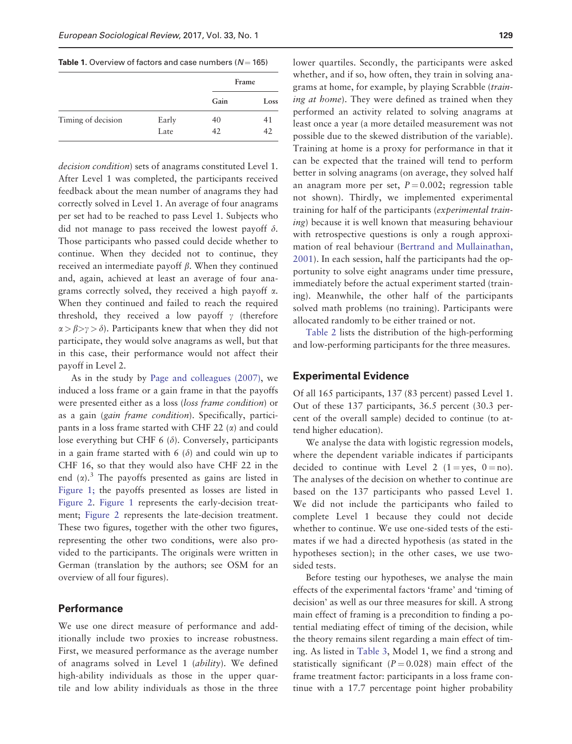**Table 1.** Overview of factors and case numbers ($N = 165$)

| | | Frame | |
|---|---|---|---|
| | | Gain | Loss |
| Timing of decision | Early | 40 | 41 |
| | Late | 42 | 42 |

*decision condition*) sets of anagrams constituted Level 1. After Level 1 was completed, the participants received feedback about the mean number of anagrams they had correctly solved in Level 1. An average of four anagrams per set had to be reached to pass Level 1. Subjects who did not manage to pass received the lowest payoff $\delta$. Those participants who passed could decide whether to continue. When they decided not to continue, they received an intermediate payoff $\beta$. When they continued and, again, achieved at least an average of four anagrams correctly solved, they received a high payoff $\alpha$. When they continued and failed to reach the required threshold, they received a low payoff $\gamma$ (therefore $\alpha > \beta > \gamma > \delta$). Participants knew that when they did not participate, they would solve anagrams as well, but that in this case, their performance would not affect their payoff in Level 2.

As in the study by Page and colleagues (2007), we induced a loss frame or a gain frame in that the payoffs were presented either as a loss (*loss frame condition*) or as a gain (*gain frame condition*). Specifically, participants in a loss frame started with CHF 22 ($\alpha$) and could lose everything but CHF 6 ($\delta$). Conversely, participants in a gain frame started with 6 ($\delta$) and could win up to CHF 16, so that they would also have CHF 22 in the end ($\alpha$).[3] The payoffs presented as gains are listed in Figure 1; the payoffs presented as losses are listed in Figure 2. Figure 1 represents the early-decision treatment; Figure 2 represents the late-decision treatment. These two figures, together with the other two figures, representing the other two conditions, were also provided to the participants. The originals were written in German (translation by the authors; see OSM for an overview of all four figures).

## Performance

We use one direct measure of performance and additionally include two proxies to increase robustness. First, we measured performance as the average number of anagrams solved in Level 1 (*ability*). We defined high-ability individuals as those in the upper quartile and low ability individuals as those in the three lower quartiles. Secondly, the participants were asked whether, and if so, how often, they train in solving anagrams at home, for example, by playing Scrabble (*training at home*). They were defined as trained when they performed an activity related to solving anagrams at least once a year (a more detailed measurement was not possible due to the skewed distribution of the variable). Training at home is a proxy for performance in that it can be expected that the trained will tend to perform better in solving anagrams (on average, they solved half an anagram more per set, $P = 0.002$; regression table not shown). Thirdly, we implemented experimental training for half of the participants (*experimental training*) because it is well known that measuring behaviour with retrospective questions is only a rough approximation of real behaviour (Bertrand and Mullainathan, 2001). In each session, half the participants had the opportunity to solve eight anagrams under time pressure, immediately before the actual experiment started (training). Meanwhile, the other half of the participants solved math problems (no training). Participants were allocated randomly to be either trained or not.

Table 2 lists the distribution of the high-performing and low-performing participants for the three measures.

## Experimental Evidence

Of all 165 participants, 137 (83 percent) passed Level 1. Out of these 137 participants, 36.5 percent (30.3 percent of the overall sample) decided to continue (to attend higher education).

We analyse the data with logistic regression models, where the dependent variable indicates if participants decided to continue with Level 2 (1 = yes, 0 = no). The analyses of the decision on whether to continue are based on the 137 participants who passed Level 1. We did not include the participants who failed to complete Level 1 because they could not decide whether to continue. We use one-sided tests of the estimates if we had a directed hypothesis (as stated in the hypotheses section); in the other cases, we use two-sided tests.

Before testing our hypotheses, we analyse the main effects of the experimental factors 'frame' and 'timing of decision' as well as our three measures for skill. A strong main effect of framing is a precondition to finding a potential mediating effect of timing of the decision, while the theory remains silent regarding a main effect of timing. As listed in Table 3, Model 1, we find a strong and statistically significant ($P = 0.028$) main effect of the frame treatment factor: participants in a loss frame continue with a 17.7 percentage point higher probability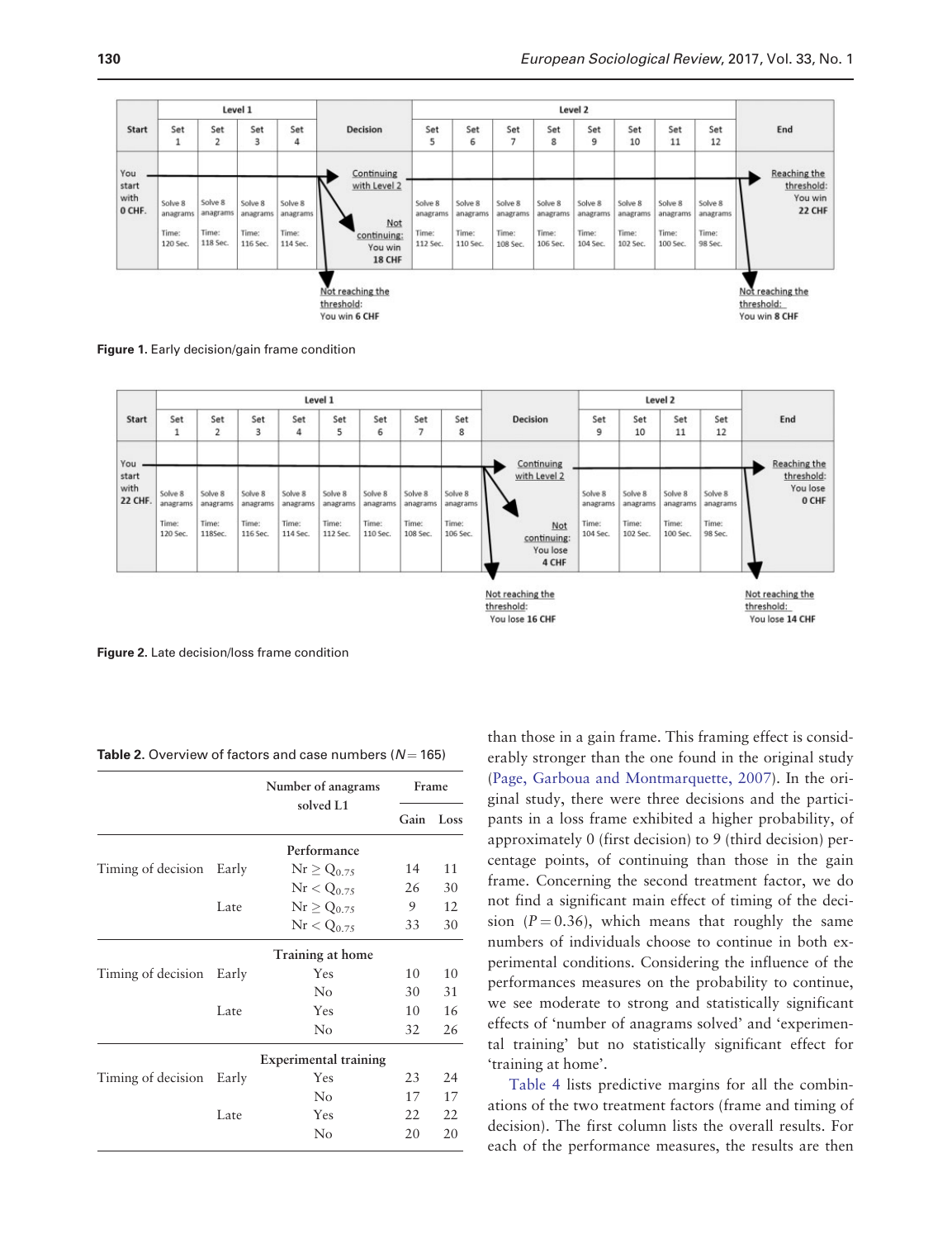| Start | Level 1 | | | | Decision | Level 2 | | | | | | | | End |
|---|---|---|---|---|---|---|---|---|---|---|---|---|---|---|
| | Set 1 | Set 2 | Set 3 | Set 4 | | Set 5 | Set 6 | Set 7 | Set 8 | Set 9 | Set 10 | Set 11 | Set 12 | |
| You start with 0 CHF. | Solve 8 anagrams Time: 120 Sec. | Solve 8 anagrams Time: 118 Sec. | Solve 8 anagrams Time: 116 Sec. | Solve 8 anagrams Time: 114 Sec. | Continuing with Level 2 / Not continuing: You win 18 CHF | Solve 8 anagrams Time: 112 Sec. | Solve 8 anagrams Time: 110 Sec. | Solve 8 anagrams Time: 108 Sec. | Solve 8 anagrams Time: 106 Sec. | Solve 8 anagrams Time: 104 Sec. | Solve 8 anagrams Time: 102 Sec. | Solve 8 anagrams Time: 100 Sec. | Solve 8 anagrams Time: 98 Sec. | Reaching the threshold: You win 22 CHF |

Not reaching the threshold: You win 6 CHF (after Level 1)

Not reaching the threshold: You win 8 CHF (after Level 2)

**Figure 1.** Early decision/gain frame condition

| Start | Level 1 | | | | | | | | Decision | Level 2 | | | | End |
|---|---|---|---|---|---|---|---|---|---|---|---|---|---|---|
| | Set 1 | Set 2 | Set 3 | Set 4 | Set 5 | Set 6 | Set 7 | Set 8 | | Set 9 | Set 10 | Set 11 | Set 12 | |
| You start with 22 CHF. | Solve 8 anagrams Time: 120 Sec. | Solve 8 anagrams Time: 118Sec. | Solve 8 anagrams Time: 116 Sec. | Solve 8 anagrams Time: 114 Sec. | Solve 8 anagrams Time: 112 Sec. | Solve 8 anagrams Time: 110 Sec. | Solve 8 anagrams Time: 108 Sec. | Solve 8 anagrams Time: 106 Sec. | Continuing with Level 2 / Not continuing: You lose 4 CHF | Solve 8 anagrams Time: 104 Sec. | Solve 8 anagrams Time: 102 Sec. | Solve 8 anagrams Time: 100 Sec. | Solve 8 anagrams Time: 98 Sec. | Reaching the threshold: You lose 0 CHF |

Not reaching the threshold: You lose 16 CHF (after Level 1)

Not reaching the threshold: You lose 14 CHF (after Level 2)

**Figure 2.** Late decision/loss frame condition

**Table 2.** Overview of factors and case numbers ($N = 165$)

| | | Number of anagrams solved L1 | Frame | |
|---|---|---|---|---|
| | | | Gain | Loss |
| | | **Performance** | | |
| Timing of decision | Early | $Nr \geq Q_{0.75}$ | 14 | 11 |
| | | $Nr < Q_{0.75}$ | 26 | 30 |
| | Late | $Nr \geq Q_{0.75}$ | 9 | 12 |
| | | $Nr < Q_{0.75}$ | 33 | 30 |
| | | **Training at home** | | |
| Timing of decision | Early | Yes | 10 | 10 |
| | | No | 30 | 31 |
| | Late | Yes | 10 | 16 |
| | | No | 32 | 26 |
| | | **Experimental training** | | |
| Timing of decision | Early | Yes | 23 | 24 |
| | | No | 17 | 17 |
| | Late | Yes | 22 | 22 |
| | | No | 20 | 20 |

than those in a gain frame. This framing effect is considerably stronger than the one found in the original study (Page, Garboua and Montmarquette, 2007). In the original study, there were three decisions and the participants in a loss frame exhibited a higher probability, of approximately 0 (first decision) to 9 (third decision) percentage points, of continuing than those in the gain frame. Concerning the second treatment factor, we do not find a significant main effect of timing of the decision ($P = 0.36$), which means that roughly the same numbers of individuals choose to continue in both experimental conditions. Considering the influence of the performances measures on the probability to continue, we see moderate to strong and statistically significant effects of 'number of anagrams solved' and 'experimental training' but no statistically significant effect for 'training at home'.

Table 4 lists predictive margins for all the combinations of the two treatment factors (frame and timing of decision). The first column lists the overall results. For each of the performance measures, the results are then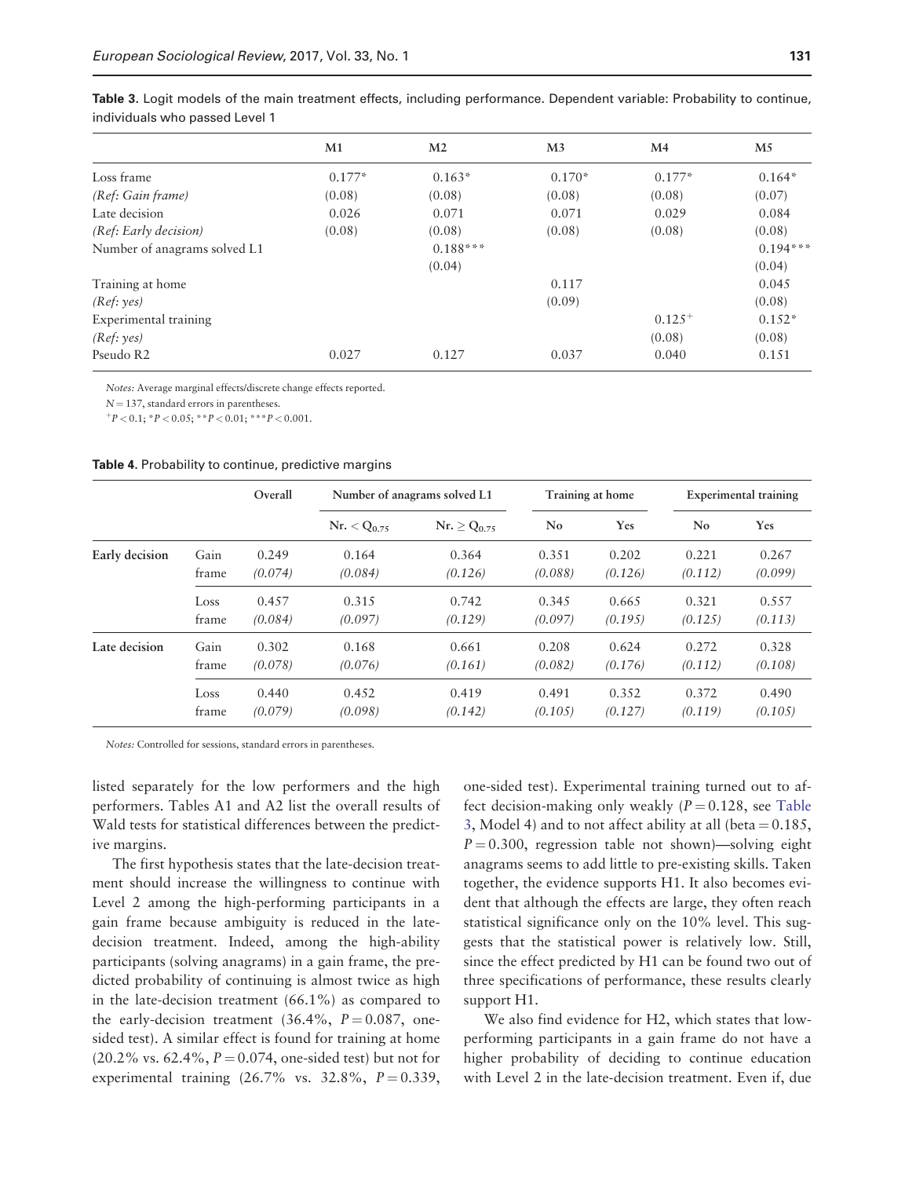**Table 3.** Logit models of the main treatment effects, including performance. Dependent variable: Probability to continue, individuals who passed Level 1

| | M1 | M2 | M3 | M4 | M5 |
|---|---|---|---|---|---|
| Loss frame | 0.177* | 0.163* | 0.170* | 0.177* | 0.164* |
| *(Ref: Gain frame)* | (0.08) | (0.08) | (0.08) | (0.08) | (0.07) |
| Late decision | 0.026 | 0.071 | 0.071 | 0.029 | 0.084 |
| *(Ref: Early decision)* | (0.08) | (0.08) | (0.08) | (0.08) | (0.08) |
| Number of anagrams solved L1 | | 0.188*** | | | 0.194*** |
| | | (0.04) | | | (0.04) |
| Training at home | | | 0.117 | | 0.045 |
| *(Ref: yes)* | | | (0.09) | | (0.08) |
| Experimental training | | | | $0.125^{+}$ | 0.152* |
| *(Ref: yes)* | | | | (0.08) | (0.08) |
| Pseudo R2 | 0.027 | 0.127 | 0.037 | 0.040 | 0.151 |

*Notes:* Average marginal effects/discrete change effects reported.

$N = 137$, standard errors in parentheses.

$^{+}P < 0.1$; $^{*}P < 0.05$; $^{**}P < 0.01$; $^{***}P < 0.001$.

**Table 4.** Probability to continue, predictive margins

| | | Overall | Number of anagrams solved L1 | | Training at home | | Experimental training | |
|---|---|---|---|---|---|---|---|---|
| | | | Nr. $< Q_{0.75}$ | Nr. $\geq Q_{0.75}$ | No | Yes | No | Yes |
| **Early decision** | Gain frame | 0.249 *(0.074)* | 0.164 *(0.084)* | 0.364 *(0.126)* | 0.351 *(0.088)* | 0.202 *(0.126)* | 0.221 *(0.112)* | 0.267 *(0.099)* |
| | Loss frame | 0.457 *(0.084)* | 0.315 *(0.097)* | 0.742 *(0.129)* | 0.345 *(0.097)* | 0.665 *(0.195)* | 0.321 *(0.125)* | 0.557 *(0.113)* |
| **Late decision** | Gain frame | 0.302 *(0.078)* | 0.168 *(0.076)* | 0.661 *(0.161)* | 0.208 *(0.082)* | 0.624 *(0.176)* | 0.272 *(0.112)* | 0.328 *(0.108)* |
| | Loss frame | 0.440 *(0.079)* | 0.452 *(0.098)* | 0.419 *(0.142)* | 0.491 *(0.105)* | 0.352 *(0.127)* | 0.372 *(0.119)* | 0.490 *(0.105)* |

*Notes:* Controlled for sessions, standard errors in parentheses.

listed separately for the low performers and the high performers. Tables A1 and A2 list the overall results of Wald tests for statistical differences between the predictive margins.

The first hypothesis states that the late-decision treatment should increase the willingness to continue with Level 2 among the high-performing participants in a gain frame because ambiguity is reduced in the late-decision treatment. Indeed, among the high-ability participants (solving anagrams) in a gain frame, the predicted probability of continuing is almost twice as high in the late-decision treatment (66.1%) as compared to the early-decision treatment (36.4%, $P = 0.087$, one-sided test). A similar effect is found for training at home (20.2% vs. 62.4%, $P = 0.074$, one-sided test) but not for experimental training (26.7% vs. 32.8%, $P = 0.339$, one-sided test). Experimental training turned out to affect decision-making only weakly ($P = 0.128$, see Table 3, Model 4) and to not affect ability at all (beta = 0.185, $P = 0.300$, regression table not shown)—solving eight anagrams seems to add little to pre-existing skills. Taken together, the evidence supports H1. It also becomes evident that although the effects are large, they often reach statistical significance only on the 10% level. This suggests that the statistical power is relatively low. Still, since the effect predicted by H1 can be found two out of three specifications of performance, these results clearly support H1.

We also find evidence for H2, which states that low-performing participants in a gain frame do not have a higher probability of deciding to continue education with Level 2 in the late-decision treatment. Even if, due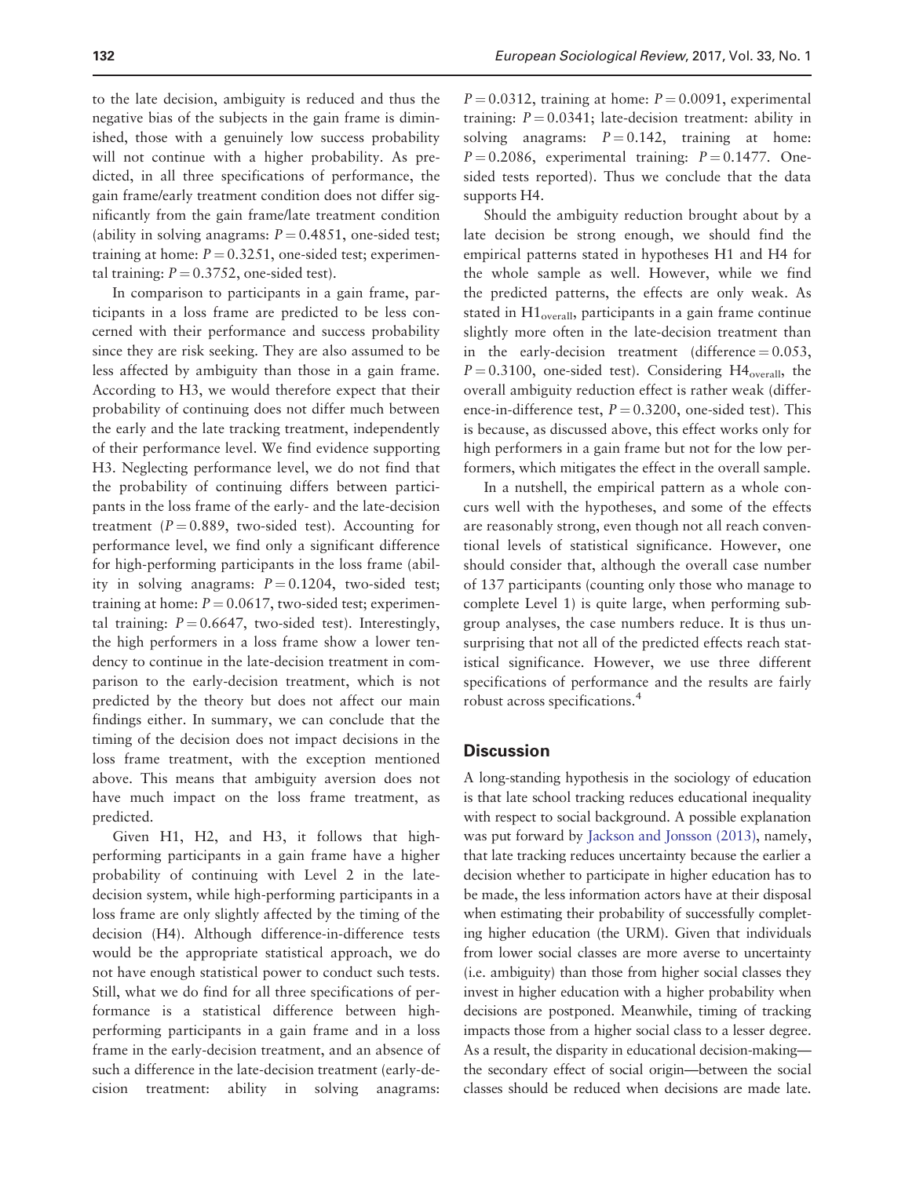to the late decision, ambiguity is reduced and thus the negative bias of the subjects in the gain frame is diminished, those with a genuinely low success probability will not continue with a higher probability. As predicted, in all three specifications of performance, the gain frame/early treatment condition does not differ significantly from the gain frame/late treatment condition (ability in solving anagrams: $P = 0.4851$, one-sided test; training at home: $P = 0.3251$, one-sided test; experimental training: $P = 0.3752$, one-sided test).

In comparison to participants in a gain frame, participants in a loss frame are predicted to be less concerned with their performance and success probability since they are risk seeking. They are also assumed to be less affected by ambiguity than those in a gain frame. According to H3, we would therefore expect that their probability of continuing does not differ much between the early and the late tracking treatment, independently of their performance level. We find evidence supporting H3. Neglecting performance level, we do not find that the probability of continuing differs between participants in the loss frame of the early- and the late-decision treatment ($P = 0.889$, two-sided test). Accounting for performance level, we find only a significant difference for high-performing participants in the loss frame (ability in solving anagrams: $P = 0.1204$, two-sided test; training at home: $P = 0.0617$, two-sided test; experimental training: $P = 0.6647$, two-sided test). Interestingly, the high performers in a loss frame show a lower tendency to continue in the late-decision treatment in comparison to the early-decision treatment, which is not predicted by the theory but does not affect our main findings either. In summary, we can conclude that the timing of the decision does not impact decisions in the loss frame treatment, with the exception mentioned above. This means that ambiguity aversion does not have much impact on the loss frame treatment, as predicted.

Given H1, H2, and H3, it follows that high-performing participants in a gain frame have a higher probability of continuing with Level 2 in the late-decision system, while high-performing participants in a loss frame are only slightly affected by the timing of the decision (H4). Although difference-in-difference tests would be the appropriate statistical approach, we do not have enough statistical power to conduct such tests. Still, what we do find for all three specifications of performance is a statistical difference between high-performing participants in a gain frame and in a loss frame in the early-decision treatment, and an absence of such a difference in the late-decision treatment (early-decision treatment: ability in solving anagrams: $P = 0.0312$, training at home: $P = 0.0091$, experimental training: $P = 0.0341$; late-decision treatment: ability in solving anagrams: $P = 0.142$, training at home: $P = 0.2086$, experimental training: $P = 0.1477$. One-sided tests reported). Thus we conclude that the data supports H4.

Should the ambiguity reduction brought about by a late decision be strong enough, we should find the empirical patterns stated in hypotheses H1 and H4 for the whole sample as well. However, while we find the predicted patterns, the effects are only weak. As stated in $\text{H1}_{\text{overall}}$, participants in a gain frame continue slightly more often in the late-decision treatment than in the early-decision treatment (difference = 0.053, $P = 0.3100$, one-sided test). Considering $\text{H4}_{\text{overall}}$, the overall ambiguity reduction effect is rather weak (difference-in-difference test, $P = 0.3200$, one-sided test). This is because, as discussed above, this effect works only for high performers in a gain frame but not for the low performers, which mitigates the effect in the overall sample.

In a nutshell, the empirical pattern as a whole concurs well with the hypotheses, and some of the effects are reasonably strong, even though not all reach conventional levels of statistical significance. However, one should consider that, although the overall case number of 137 participants (counting only those who manage to complete Level 1) is quite large, when performing subgroup analyses, the case numbers reduce. It is thus unsurprising that not all of the predicted effects reach statistical significance. However, we use three different specifications of performance and the results are fairly robust across specifications.[4]

## Discussion

A long-standing hypothesis in the sociology of education is that late school tracking reduces educational inequality with respect to social background. A possible explanation was put forward by Jackson and Jonsson (2013), namely, that late tracking reduces uncertainty because the earlier a decision whether to participate in higher education has to be made, the less information actors have at their disposal when estimating their probability of successfully completing higher education (the URM). Given that individuals from lower social classes are more averse to uncertainty (i.e. ambiguity) than those from higher social classes they invest in higher education with a higher probability when decisions are postponed. Meanwhile, timing of tracking impacts those from a higher social class to a lesser degree. As a result, the disparity in educational decision-making—the secondary effect of social origin—between the social classes should be reduced when decisions are made late.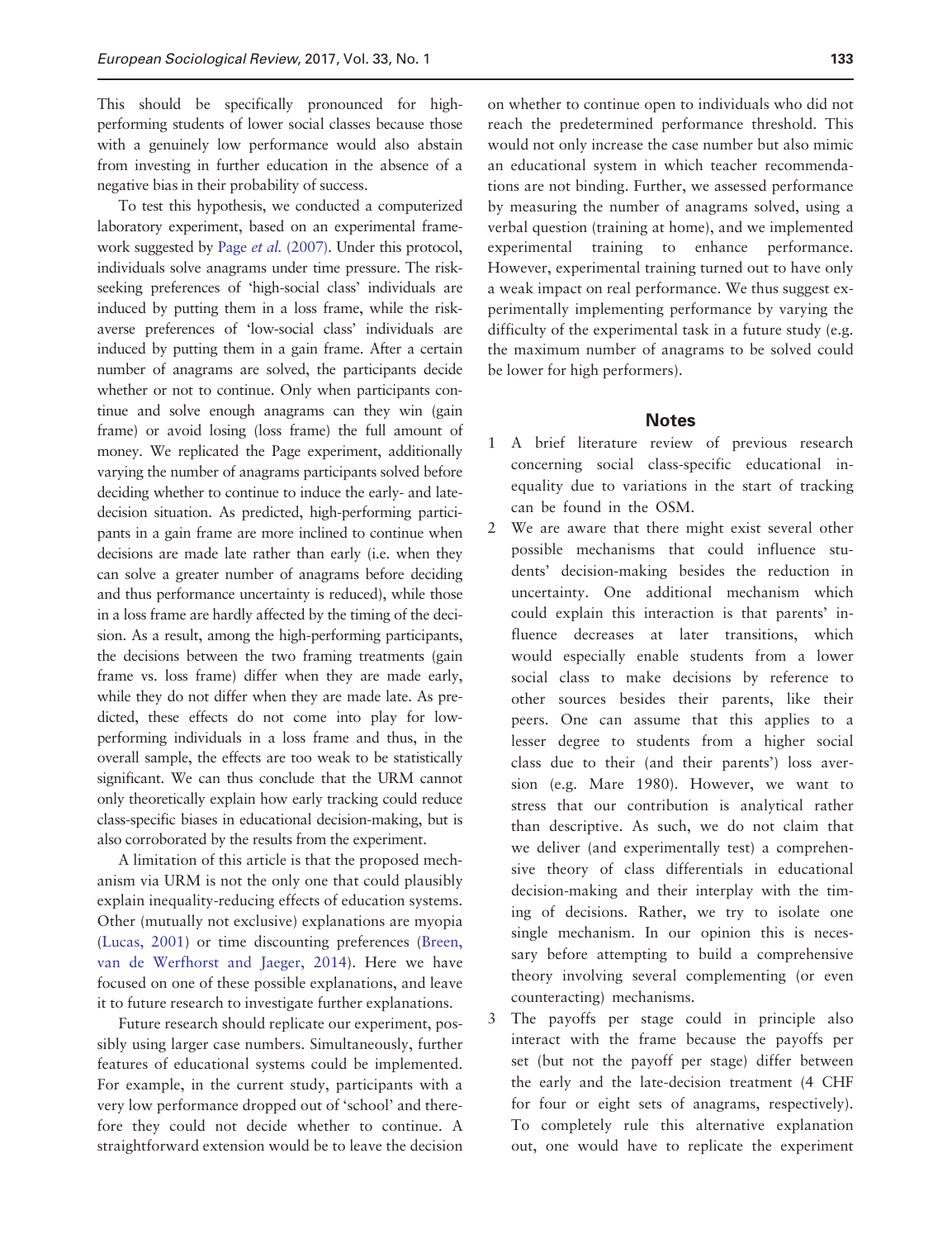This should be specifically pronounced for high-performing students of lower social classes because those with a genuinely low performance would also abstain from investing in further education in the absence of a negative bias in their probability of success.

To test this hypothesis, we conducted a computerized laboratory experiment, based on an experimental framework suggested by Page *et al.* (2007). Under this protocol, individuals solve anagrams under time pressure. The risk-seeking preferences of 'high-social class' individuals are induced by putting them in a loss frame, while the risk-averse preferences of 'low-social class' individuals are induced by putting them in a gain frame. After a certain number of anagrams are solved, the participants decide whether or not to continue. Only when participants continue and solve enough anagrams can they win (gain frame) or avoid losing (loss frame) the full amount of money. We replicated the Page experiment, additionally varying the number of anagrams participants solved before deciding whether to continue to induce the early- and late-decision situation. As predicted, high-performing participants in a gain frame are more inclined to continue when decisions are made late rather than early (i.e. when they can solve a greater number of anagrams before deciding and thus performance uncertainty is reduced), while those in a loss frame are hardly affected by the timing of the decision. As a result, among the high-performing participants, the decisions between the two framing treatments (gain frame vs. loss frame) differ when they are made early, while they do not differ when they are made late. As predicted, these effects do not come into play for low-performing individuals in a loss frame and thus, in the overall sample, the effects are too weak to be statistically significant. We can thus conclude that the URM cannot only theoretically explain how early tracking could reduce class-specific biases in educational decision-making, but is also corroborated by the results from the experiment.

A limitation of this article is that the proposed mechanism via URM is not the only one that could plausibly explain inequality-reducing effects of education systems. Other (mutually not exclusive) explanations are myopia (Lucas, 2001) or time discounting preferences (Breen, van de Werfhorst and Jaeger, 2014). Here we have focused on one of these possible explanations, and leave it to future research to investigate further explanations.

Future research should replicate our experiment, possibly using larger case numbers. Simultaneously, further features of educational systems could be implemented. For example, in the current study, participants with a very low performance dropped out of 'school' and therefore they could not decide whether to continue. A straightforward extension would be to leave the decision on whether to continue open to individuals who did not reach the predetermined performance threshold. This would not only increase the case number but also mimic an educational system in which teacher recommendations are not binding. Further, we assessed performance by measuring the number of anagrams solved, using a verbal question (training at home), and we implemented experimental training to enhance performance. However, experimental training turned out to have only a weak impact on real performance. We thus suggest experimentally implementing performance by varying the difficulty of the experimental task in a future study (e.g. the maximum number of anagrams to be solved could be lower for high performers).

## Notes

1. A brief literature review of previous research concerning social class-specific educational inequality due to variations in the start of tracking can be found in the OSM.
2. We are aware that there might exist several other possible mechanisms that could influence students' decision-making besides the reduction in uncertainty. One additional mechanism which could explain this interaction is that parents' influence decreases at later transitions, which would especially enable students from a lower social class to make decisions by reference to other sources besides their parents, like their peers. One can assume that this applies to a lesser degree to students from a higher social class due to their (and their parents') loss aversion (e.g. Mare 1980). However, we want to stress that our contribution is analytical rather than descriptive. As such, we do not claim that we deliver (and experimentally test) a comprehensive theory of class differentials in educational decision-making and their interplay with the timing of decisions. Rather, we try to isolate one single mechanism. In our opinion this is necessary before attempting to build a comprehensive theory involving several complementing (or even counteracting) mechanisms.
3. The payoffs per stage could in principle also interact with the frame because the payoffs per set (but not the payoff per stage) differ between the early and the late-decision treatment (4 CHF for four or eight sets of anagrams, respectively). To completely rule this alternative explanation out, one would have to replicate the experiment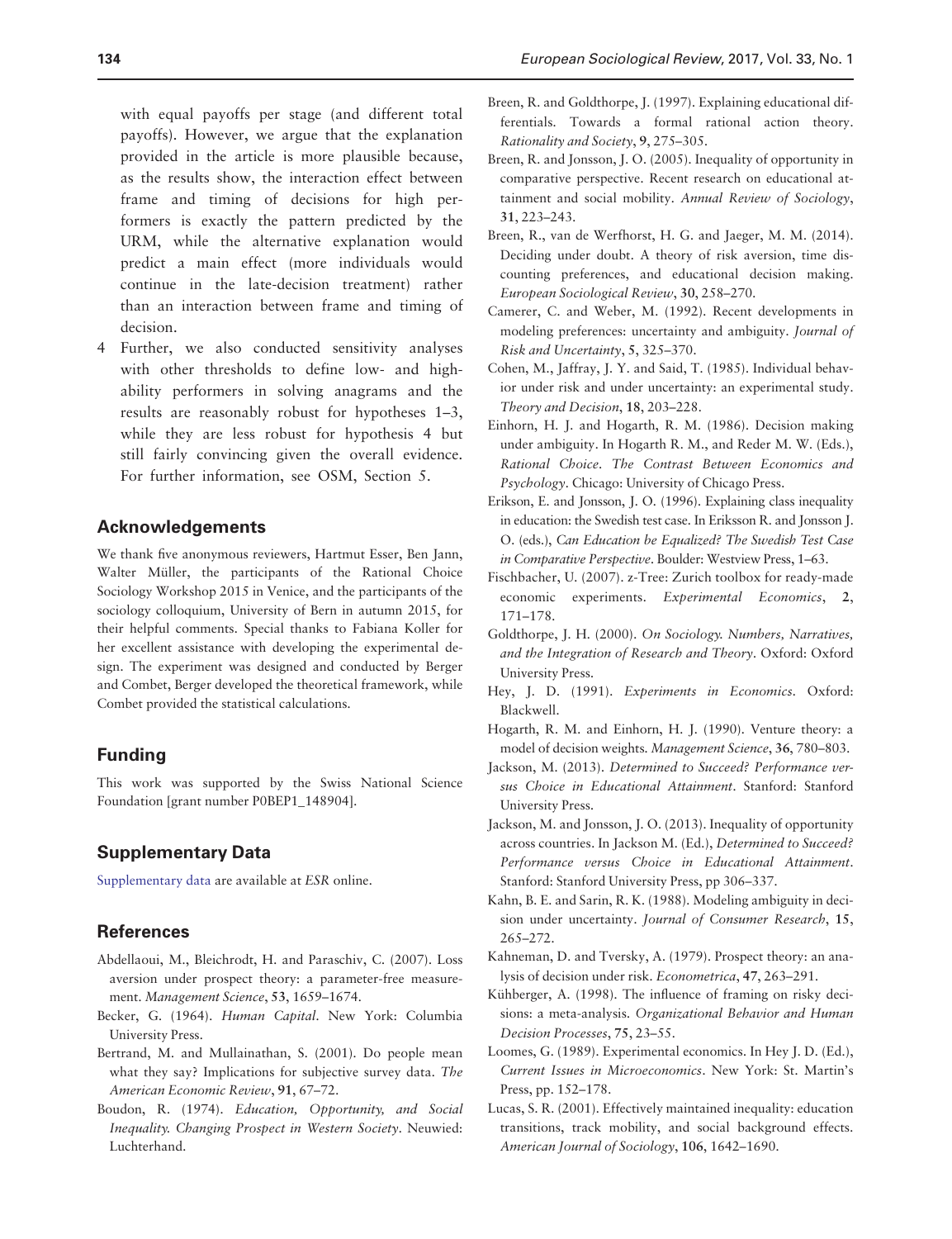with equal payoffs per stage (and different total payoffs). However, we argue that the explanation provided in the article is more plausible because, as the results show, the interaction effect between frame and timing of decisions for high performers is exactly the pattern predicted by the URM, while the alternative explanation would predict a main effect (more individuals would continue in the late-decision treatment) rather than an interaction between frame and timing of decision.

4 Further, we also conducted sensitivity analyses with other thresholds to define low- and high-ability performers in solving anagrams and the results are reasonably robust for hypotheses 1–3, while they are less robust for hypothesis 4 but still fairly convincing given the overall evidence. For further information, see OSM, Section 5.

## Acknowledgements

We thank five anonymous reviewers, Hartmut Esser, Ben Jann, Walter Müller, the participants of the Rational Choice Sociology Workshop 2015 in Venice, and the participants of the sociology colloquium, University of Bern in autumn 2015, for their helpful comments. Special thanks to Fabiana Koller for her excellent assistance with developing the experimental design. The experiment was designed and conducted by Berger and Combet, Berger developed the theoretical framework, while Combet provided the statistical calculations.

## Funding

This work was supported by the Swiss National Science Foundation [grant number P0BEP1_148904].

## Supplementary Data

Supplementary data are available at *ESR* online.

## References

Abdellaoui, M., Bleichrodt, H. and Paraschiv, C. (2007). Loss aversion under prospect theory: a parameter-free measurement. *Management Science*, **53**, 1659–1674.

Becker, G. (1964). *Human Capital*. New York: Columbia University Press.

Bertrand, M. and Mullainathan, S. (2001). Do people mean what they say? Implications for subjective survey data. *The American Economic Review*, **91**, 67–72.

Boudon, R. (1974). *Education, Opportunity, and Social Inequality. Changing Prospect in Western Society*. Neuwied: Luchterhand.

Breen, R. and Goldthorpe, J. (1997). Explaining educational differentials. Towards a formal rational action theory. *Rationality and Society*, **9**, 275–305.

Breen, R. and Jonsson, J. O. (2005). Inequality of opportunity in comparative perspective. Recent research on educational attainment and social mobility. *Annual Review of Sociology*, **31**, 223–243.

Breen, R., van de Werfhorst, H. G. and Jaeger, M. M. (2014). Deciding under doubt. A theory of risk aversion, time discounting preferences, and educational decision making. *European Sociological Review*, **30**, 258–270.

Camerer, C. and Weber, M. (1992). Recent developments in modeling preferences: uncertainty and ambiguity. *Journal of Risk and Uncertainty*, **5**, 325–370.

Cohen, M., Jaffray, J. Y. and Said, T. (1985). Individual behavior under risk and under uncertainty: an experimental study. *Theory and Decision*, **18**, 203–228.

Einhorn, H. J. and Hogarth, R. M. (1986). Decision making under ambiguity. In Hogarth R. M., and Reder M. W. (Eds.), *Rational Choice. The Contrast Between Economics and Psychology*. Chicago: University of Chicago Press.

Erikson, E. and Jonsson, J. O. (1996). Explaining class inequality in education: the Swedish test case. In Eriksson R. and Jonsson J. O. (eds.), *Can Education be Equalized? The Swedish Test Case in Comparative Perspective*. Boulder: Westview Press, 1–63.

Fischbacher, U. (2007). z-Tree: Zurich toolbox for ready-made economic experiments. *Experimental Economics*, **2**, 171–178.

Goldthorpe, J. H. (2000). *On Sociology. Numbers, Narratives, and the Integration of Research and Theory*. Oxford: Oxford University Press.

Hey, J. D. (1991). *Experiments in Economics*. Oxford: Blackwell.

Hogarth, R. M. and Einhorn, H. J. (1990). Venture theory: a model of decision weights. *Management Science*, **36**, 780–803.

Jackson, M. (2013). *Determined to Succeed? Performance versus Choice in Educational Attainment*. Stanford: Stanford University Press.

Jackson, M. and Jonsson, J. O. (2013). Inequality of opportunity across countries. In Jackson M. (Ed.), *Determined to Succeed? Performance versus Choice in Educational Attainment*. Stanford: Stanford University Press, pp 306–337.

Kahn, B. E. and Sarin, R. K. (1988). Modeling ambiguity in decision under uncertainty. *Journal of Consumer Research*, **15**, 265–272.

Kahneman, D. and Tversky, A. (1979). Prospect theory: an analysis of decision under risk. *Econometrica*, **47**, 263–291.

Kühberger, A. (1998). The influence of framing on risky decisions: a meta-analysis. *Organizational Behavior and Human Decision Processes*, **75**, 23–55.

Loomes, G. (1989). Experimental economics. In Hey J. D. (Ed.), *Current Issues in Microeconomics*. New York: St. Martin's Press, pp. 152–178.

Lucas, S. R. (2001). Effectively maintained inequality: education transitions, track mobility, and social background effects. *American Journal of Sociology*, **106**, 1642–1690.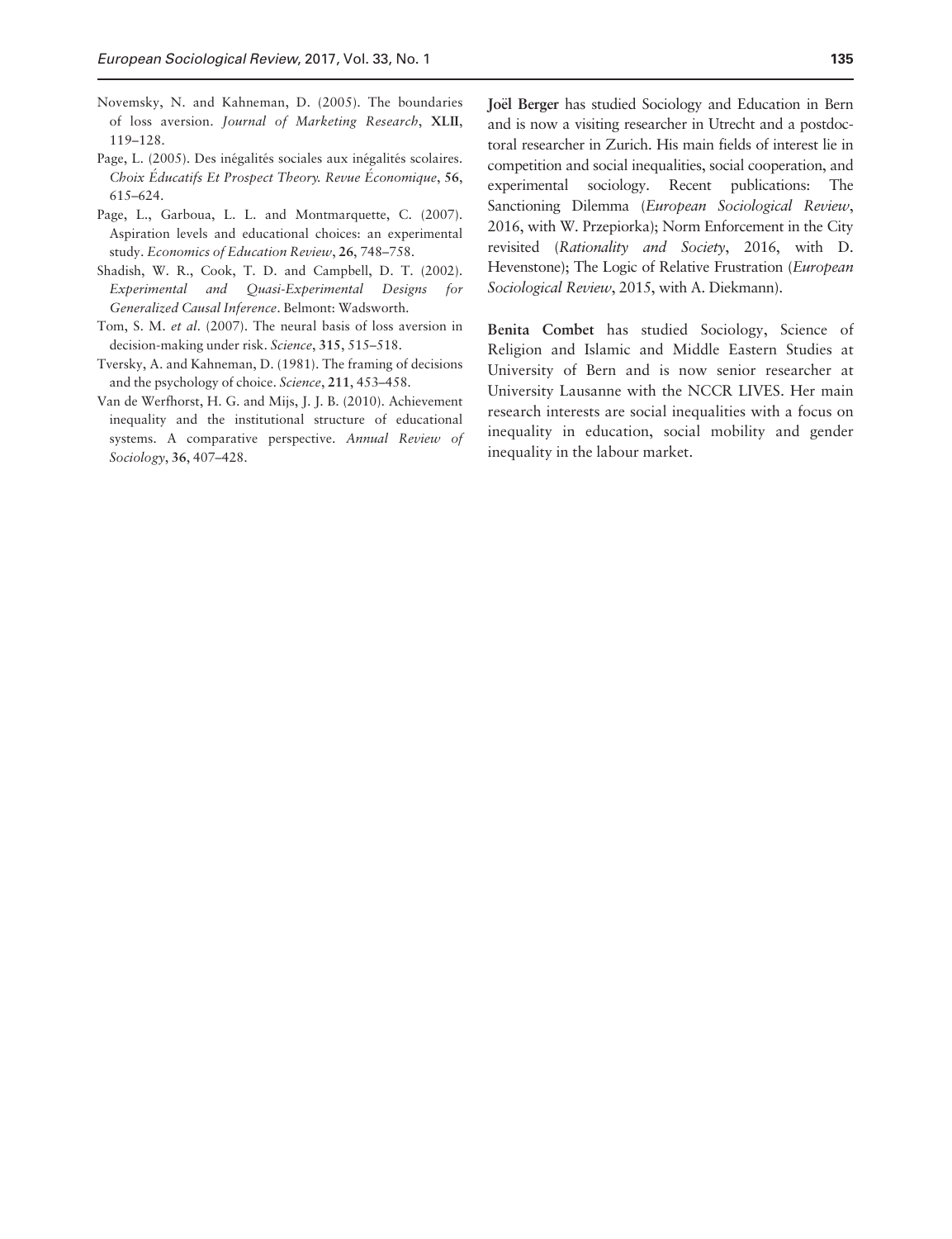Novemsky, N. and Kahneman, D. (2005). The boundaries of loss aversion. *Journal of Marketing Research*, **XLII**, 119–128.

Page, L. (2005). Des inégalités sociales aux inégalités scolaires. *Choix Éducatifs Et Prospect Theory. Revue Économique*, **56**, 615–624.

Page, L., Garboua, L. L. and Montmarquette, C. (2007). Aspiration levels and educational choices: an experimental study. *Economics of Education Review*, **26**, 748–758.

Shadish, W. R., Cook, T. D. and Campbell, D. T. (2002). *Experimental and Quasi-Experimental Designs for Generalized Causal Inference*. Belmont: Wadsworth.

Tom, S. M. *et al*. (2007). The neural basis of loss aversion in decision-making under risk. *Science*, **315**, 515–518.

Tversky, A. and Kahneman, D. (1981). The framing of decisions and the psychology of choice. *Science*, **211**, 453–458.

Van de Werfhorst, H. G. and Mijs, J. J. B. (2010). Achievement inequality and the institutional structure of educational systems. A comparative perspective. *Annual Review of Sociology*, **36**, 407–428.

**Joël Berger** has studied Sociology and Education in Bern and is now a visiting researcher in Utrecht and a postdoctoral researcher in Zurich. His main fields of interest lie in competition and social inequalities, social cooperation, and experimental sociology. Recent publications: The Sanctioning Dilemma (*European Sociological Review*, 2016, with W. Przepiorka); Norm Enforcement in the City revisited (*Rationality and Society*, 2016, with D. Hevenstone); The Logic of Relative Frustration (*European Sociological Review*, 2015, with A. Diekmann).

**Benita Combet** has studied Sociology, Science of Religion and Islamic and Middle Eastern Studies at University of Bern and is now senior researcher at University Lausanne with the NCCR LIVES. Her main research interests are social inequalities with a focus on inequality in education, social mobility and gender inequality in the labour market.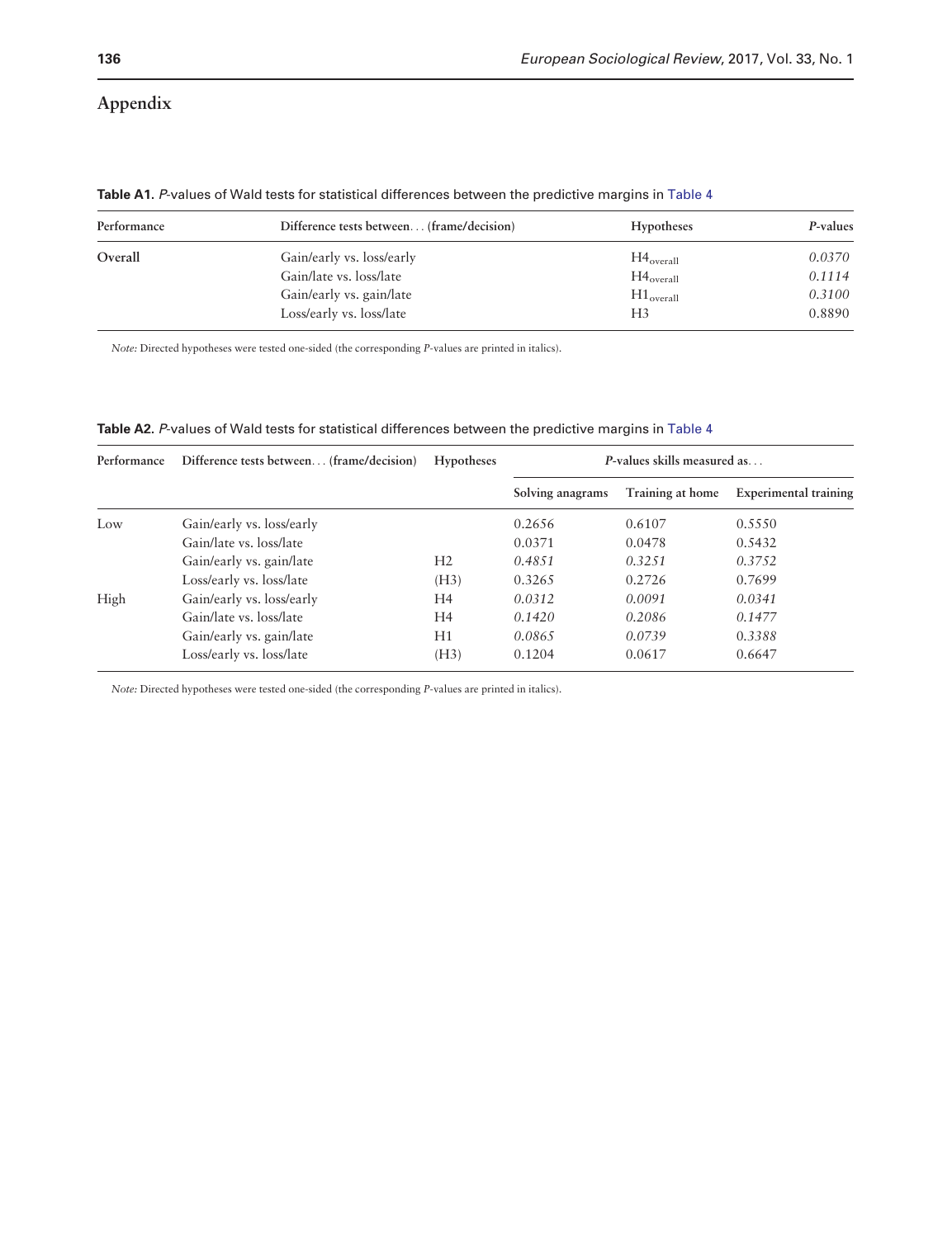# Appendix

**Table A1.** *P*-values of Wald tests for statistical differences between the predictive margins in Table 4

| Performance | Difference tests between… (frame/decision) | Hypotheses | *P*-values |
|---|---|---|---|
| **Overall** | Gain/early vs. loss/early | $H4_{overall}$ | *0.0370* |
| | Gain/late vs. loss/late | $H4_{overall}$ | *0.1114* |
| | Gain/early vs. gain/late | $H1_{overall}$ | *0.3100* |
| | Loss/early vs. loss/late | H3 | 0.8890 |

*Note:* Directed hypotheses were tested one-sided (the corresponding *P*-values are printed in italics).

**Table A2.** *P*-values of Wald tests for statistical differences between the predictive margins in Table 4

| Performance | Difference tests between… (frame/decision) | Hypotheses | *P*-values skills measured as… | | |
|---|---|---|---|---|---|
| | | | Solving anagrams | Training at home | Experimental training |
| Low | Gain/early vs. loss/early | | 0.2656 | 0.6107 | 0.5550 |
| | Gain/late vs. loss/late | | 0.0371 | 0.0478 | 0.5432 |
| | Gain/early vs. gain/late | H2 | *0.4851* | *0.3251* | *0.3752* |
| | Loss/early vs. loss/late | (H3) | 0.3265 | 0.2726 | 0.7699 |
| High | Gain/early vs. loss/early | H4 | *0.0312* | *0.0091* | *0.0341* |
| | Gain/late vs. loss/late | H4 | *0.1420* | *0.2086* | *0.1477* |
| | Gain/early vs. gain/late | H1 | *0.0865* | *0.0739* | 0.3388 |
| | Loss/early vs. loss/late | (H3) | 0.1204 | 0.0617 | 0.6647 |

*Note:* Directed hypotheses were tested one-sided (the corresponding *P*-values are printed in italics).